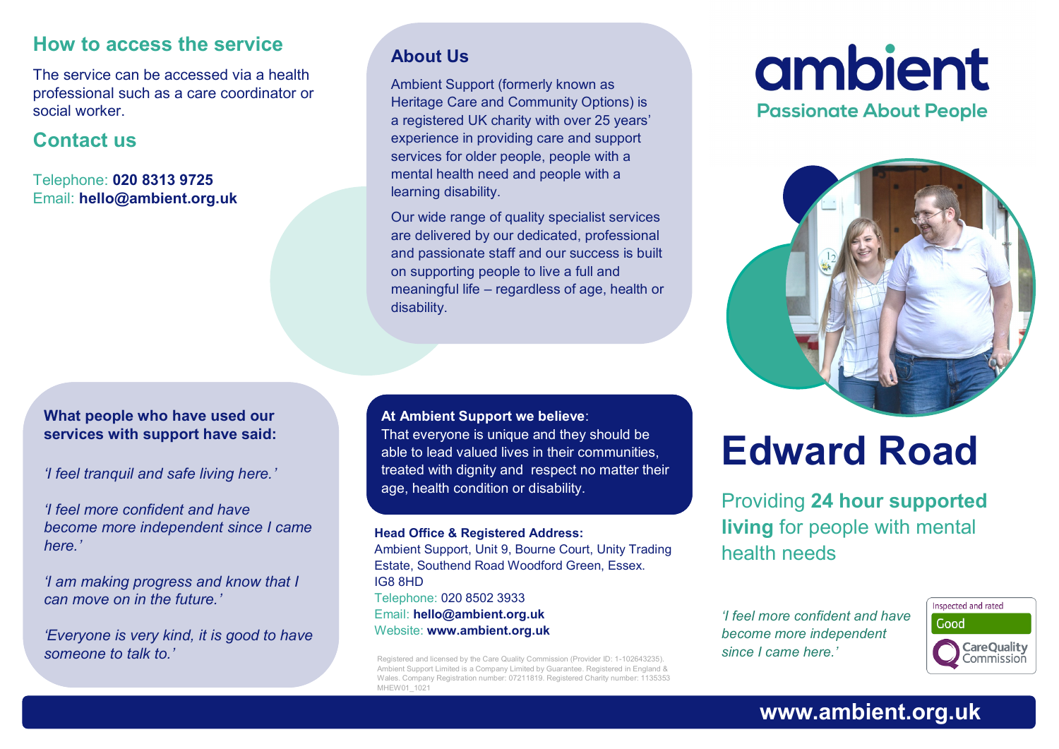## How to access the service

The service can be accessed via a health professional such as a care coordinator or social worker.

## Contact us

Telephone: **020 8313 9725**
Email: **hello@ambient.org.uk**

## About Us

Ambient Support (formerly known as Heritage Care and Community Options) is a registered UK charity with over 25 years' experience in providing care and support services for older people, people with a mental health need and people with a learning disability.

Our wide range of quality specialist services are delivered by our dedicated, professional and passionate staff and our success is built on supporting people to live a full and meaningful life – regardless of age, health or disability.

**What people who have used our services with support have said:**

*'I feel tranquil and safe living here.'*

*'I feel more confident and have become more independent since I came here.'*

*'I am making progress and know that I can move on in the future.'*

*'Everyone is very kind, it is good to have someone to talk to.'*

**At Ambient Support we believe**:
That everyone is unique and they should be able to lead valued lives in their communities, treated with dignity and respect no matter their age, health condition or disability.

**Head Office & Registered Address:**
Ambient Support, Unit 9, Bourne Court, Unity Trading Estate, Southend Road Woodford Green, Essex. IG8 8HD
Telephone: 020 8502 3933
Email: **hello@ambient.org.uk**
Website: **www.ambient.org.uk**

Registered and licensed by the Care Quality Commission (Provider ID: 1-102643235). Ambient Support Limited is a Company Limited by Guarantee. Registered in England & Wales. Company Registration number: 07211819. Registered Charity number: 1135353
MHEW01_1021

**ambient**
**Passionate About People**

# Edward Road

Providing **24 hour supported living** for people with mental health needs

*'I feel more confident and have become more independent since I came here.'*

Inspected and rated
Good
CareQuality Commission

**www.ambient.org.uk**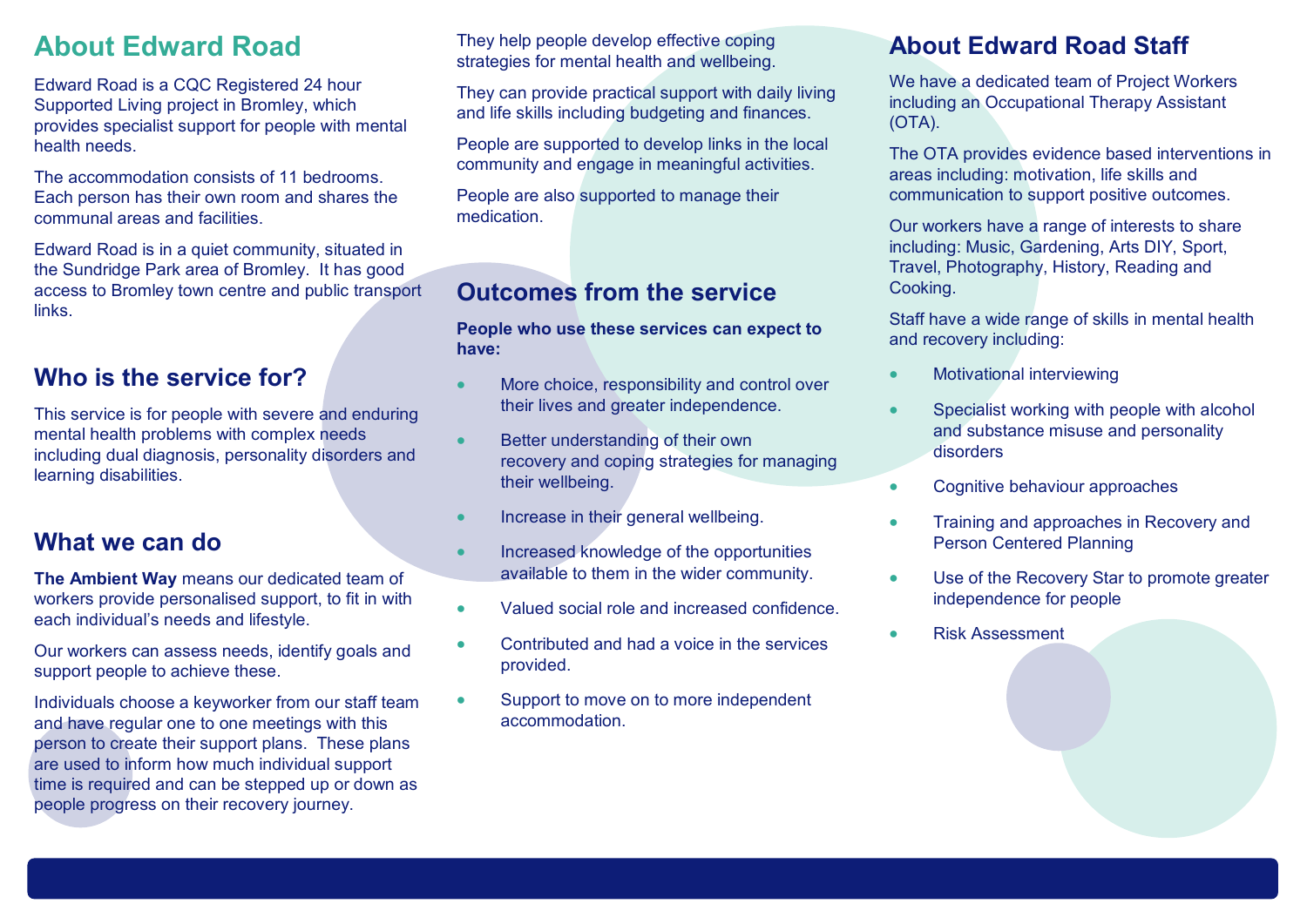## About Edward Road

Edward Road is a CQC Registered 24 hour Supported Living project in Bromley, which provides specialist support for people with mental health needs.

The accommodation consists of 11 bedrooms. Each person has their own room and shares the communal areas and facilities.

Edward Road is in a quiet community, situated in the Sundridge Park area of Bromley. It has good access to Bromley town centre and public transport links.

## Who is the service for?

This service is for people with severe and enduring mental health problems with complex needs including dual diagnosis, personality disorders and learning disabilities.

## What we can do

**The Ambient Way** means our dedicated team of workers provide personalised support, to fit in with each individual's needs and lifestyle.

Our workers can assess needs, identify goals and support people to achieve these.

Individuals choose a keyworker from our staff team and have regular one to one meetings with this person to create their support plans. These plans are used to inform how much individual support time is required and can be stepped up or down as people progress on their recovery journey.

They help people develop effective coping strategies for mental health and wellbeing.

They can provide practical support with daily living and life skills including budgeting and finances.

People are supported to develop links in the local community and engage in meaningful activities.

People are also supported to manage their medication.

## Outcomes from the service

**People who use these services can expect to have:**

- More choice, responsibility and control over their lives and greater independence.
- Better understanding of their own recovery and coping strategies for managing their wellbeing.
- Increase in their general wellbeing.
- Increased knowledge of the opportunities available to them in the wider community.
- Valued social role and increased confidence.
- Contributed and had a voice in the services provided.
- Support to move on to more independent accommodation.

## About Edward Road Staff

We have a dedicated team of Project Workers including an Occupational Therapy Assistant (OTA).

The OTA provides evidence based interventions in areas including: motivation, life skills and communication to support positive outcomes.

Our workers have a range of interests to share including: Music, Gardening, Arts DIY, Sport, Travel, Photography, History, Reading and Cooking.

Staff have a wide range of skills in mental health and recovery including:

- Motivational interviewing
- Specialist working with people with alcohol and substance misuse and personality disorders
- Cognitive behaviour approaches
- Training and approaches in Recovery and Person Centered Planning
- Use of the Recovery Star to promote greater independence for people
- Risk Assessment